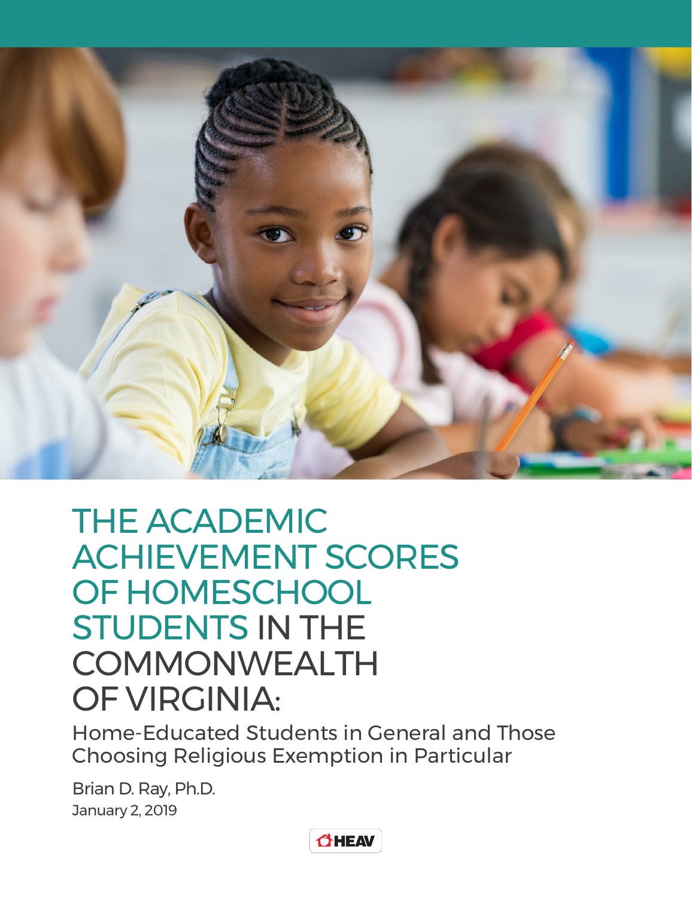# THE ACADEMIC ACHIEVEMENT SCORES OF HOMESCHOOL STUDENTS IN THE COMMONWEALTH OF VIRGINIA:

## Home-Educated Students in General and Those Choosing Religious Exemption in Particular

Brian D. Ray, Ph.D.

January 2, 2019

HEAV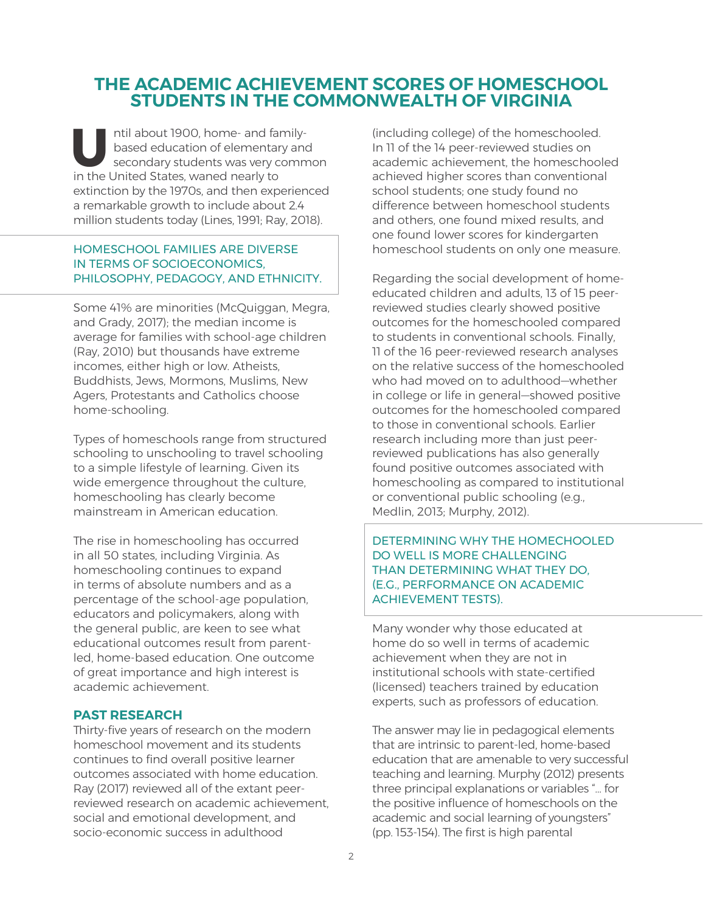# THE ACADEMIC ACHIEVEMENT SCORES OF HOMESCHOOL STUDENTS IN THE COMMONWEALTH OF VIRGINIA

Until about 1900, home- and family-based education of elementary and secondary students was very common in the United States, waned nearly to extinction by the 1970s, and then experienced a remarkable growth to include about 2.4 million students today (Lines, 1991; Ray, 2018).

HOMESCHOOL FAMILIES ARE DIVERSE IN TERMS OF SOCIOECONOMICS, PHILOSOPHY, PEDAGOGY, AND ETHNICITY.

Some 41% are minorities (McQuiggan, Megra, and Grady, 2017); the median income is average for families with school-age children (Ray, 2010) but thousands have extreme incomes, either high or low. Atheists, Buddhists, Jews, Mormons, Muslims, New Agers, Protestants and Catholics choose home-schooling.

Types of homeschools range from structured schooling to unschooling to travel schooling to a simple lifestyle of learning. Given its wide emergence throughout the culture, homeschooling has clearly become mainstream in American education.

The rise in homeschooling has occurred in all 50 states, including Virginia. As homeschooling continues to expand in terms of absolute numbers and as a percentage of the school-age population, educators and policymakers, along with the general public, are keen to see what educational outcomes result from parent-led, home-based education. One outcome of great importance and high interest is academic achievement.

## PAST RESEARCH

Thirty-five years of research on the modern homeschool movement and its students continues to find overall positive learner outcomes associated with home education. Ray (2017) reviewed all of the extant peer-reviewed research on academic achievement, social and emotional development, and socio-economic success in adulthood (including college) of the homeschooled. In 11 of the 14 peer-reviewed studies on academic achievement, the homeschooled achieved higher scores than conventional school students; one study found no difference between homeschool students and others, one found mixed results, and one found lower scores for kindergarten homeschool students on only one measure.

Regarding the social development of home-educated children and adults, 13 of 15 peer-reviewed studies clearly showed positive outcomes for the homeschooled compared to students in conventional schools. Finally, 11 of the 16 peer-reviewed research analyses on the relative success of the homeschooled who had moved on to adulthood—whether in college or life in general—showed positive outcomes for the homeschooled compared to those in conventional schools. Earlier research including more than just peer-reviewed publications has also generally found positive outcomes associated with homeschooling as compared to institutional or conventional public schooling (e.g., Medlin, 2013; Murphy, 2012).

DETERMINING WHY THE HOMECHOOLED DO WELL IS MORE CHALLENGING THAN DETERMINING WHAT THEY DO, (E.G., PERFORMANCE ON ACADEMIC ACHIEVEMENT TESTS).

Many wonder why those educated at home do so well in terms of academic achievement when they are not in institutional schools with state-certified (licensed) teachers trained by education experts, such as professors of education.

The answer may lie in pedagogical elements that are intrinsic to parent-led, home-based education that are amenable to very successful teaching and learning. Murphy (2012) presents three principal explanations or variables "... for the positive influence of homeschools on the academic and social learning of youngsters" (pp. 153-154). The first is high parental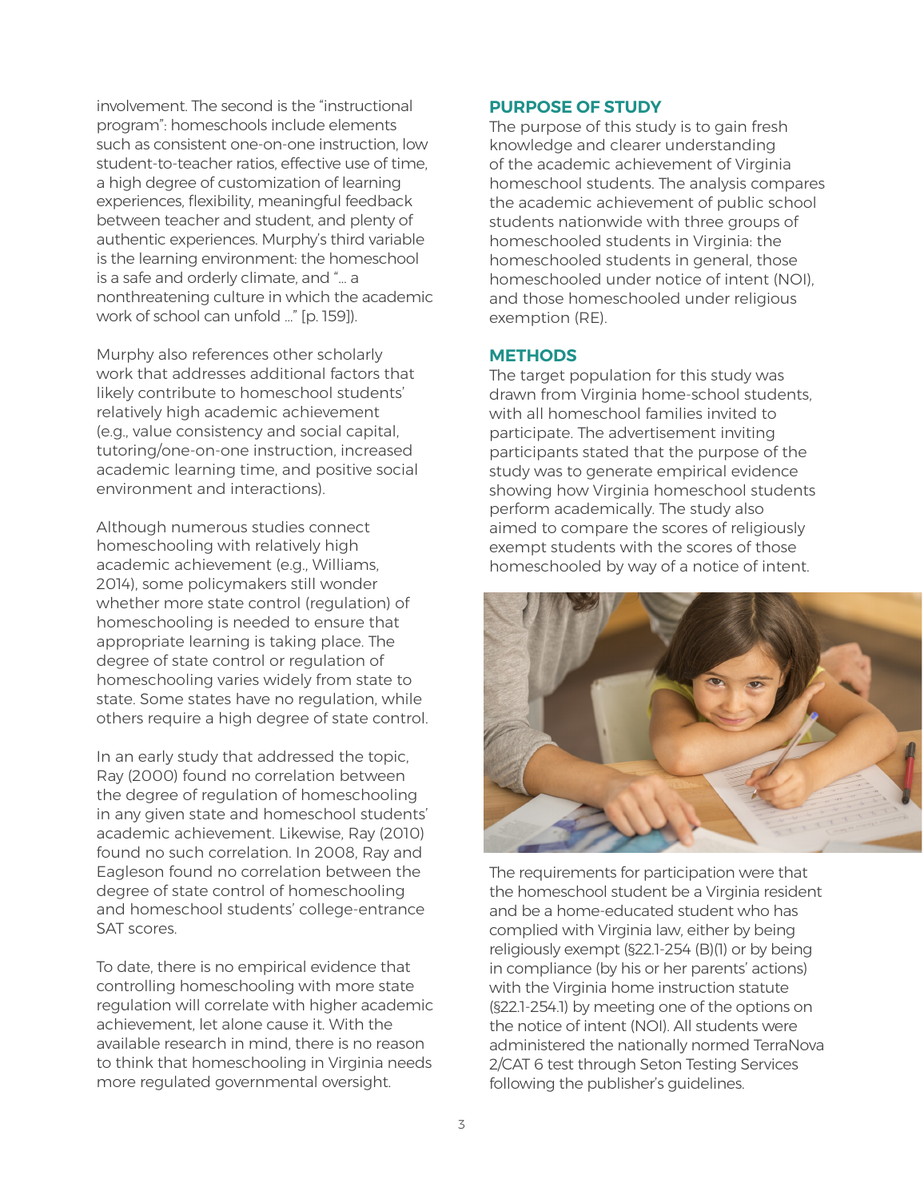involvement. The second is the "instructional program": homeschools include elements such as consistent one-on-one instruction, low student-to-teacher ratios, effective use of time, a high degree of customization of learning experiences, flexibility, meaningful feedback between teacher and student, and plenty of authentic experiences. Murphy's third variable is the learning environment: the homeschool is a safe and orderly climate, and "... a nonthreatening culture in which the academic work of school can unfold ..." [p. 159]).

Murphy also references other scholarly work that addresses additional factors that likely contribute to homeschool students' relatively high academic achievement (e.g., value consistency and social capital, tutoring/one-on-one instruction, increased academic learning time, and positive social environment and interactions).

Although numerous studies connect homeschooling with relatively high academic achievement (e.g., Williams, 2014), some policymakers still wonder whether more state control (regulation) of homeschooling is needed to ensure that appropriate learning is taking place. The degree of state control or regulation of homeschooling varies widely from state to state. Some states have no regulation, while others require a high degree of state control.

In an early study that addressed the topic, Ray (2000) found no correlation between the degree of regulation of homeschooling in any given state and homeschool students' academic achievement. Likewise, Ray (2010) found no such correlation. In 2008, Ray and Eagleson found no correlation between the degree of state control of homeschooling and homeschool students' college-entrance SAT scores.

To date, there is no empirical evidence that controlling homeschooling with more state regulation will correlate with higher academic achievement, let alone cause it. With the available research in mind, there is no reason to think that homeschooling in Virginia needs more regulated governmental oversight.

## PURPOSE OF STUDY

The purpose of this study is to gain fresh knowledge and clearer understanding of the academic achievement of Virginia homeschool students. The analysis compares the academic achievement of public school students nationwide with three groups of homeschooled students in Virginia: the homeschooled students in general, those homeschooled under notice of intent (NOI), and those homeschooled under religious exemption (RE).

## METHODS

The target population for this study was drawn from Virginia home-school students, with all homeschool families invited to participate. The advertisement inviting participants stated that the purpose of the study was to generate empirical evidence showing how Virginia homeschool students perform academically. The study also aimed to compare the scores of religiously exempt students with the scores of those homeschooled by way of a notice of intent.

The requirements for participation were that the homeschool student be a Virginia resident and be a home-educated student who has complied with Virginia law, either by being religiously exempt (§22.1-254 (B)(1) or by being in compliance (by his or her parents' actions) with the Virginia home instruction statute (§22.1-254.1) by meeting one of the options on the notice of intent (NOI). All students were administered the nationally normed TerraNova 2/CAT 6 test through Seton Testing Services following the publisher's guidelines.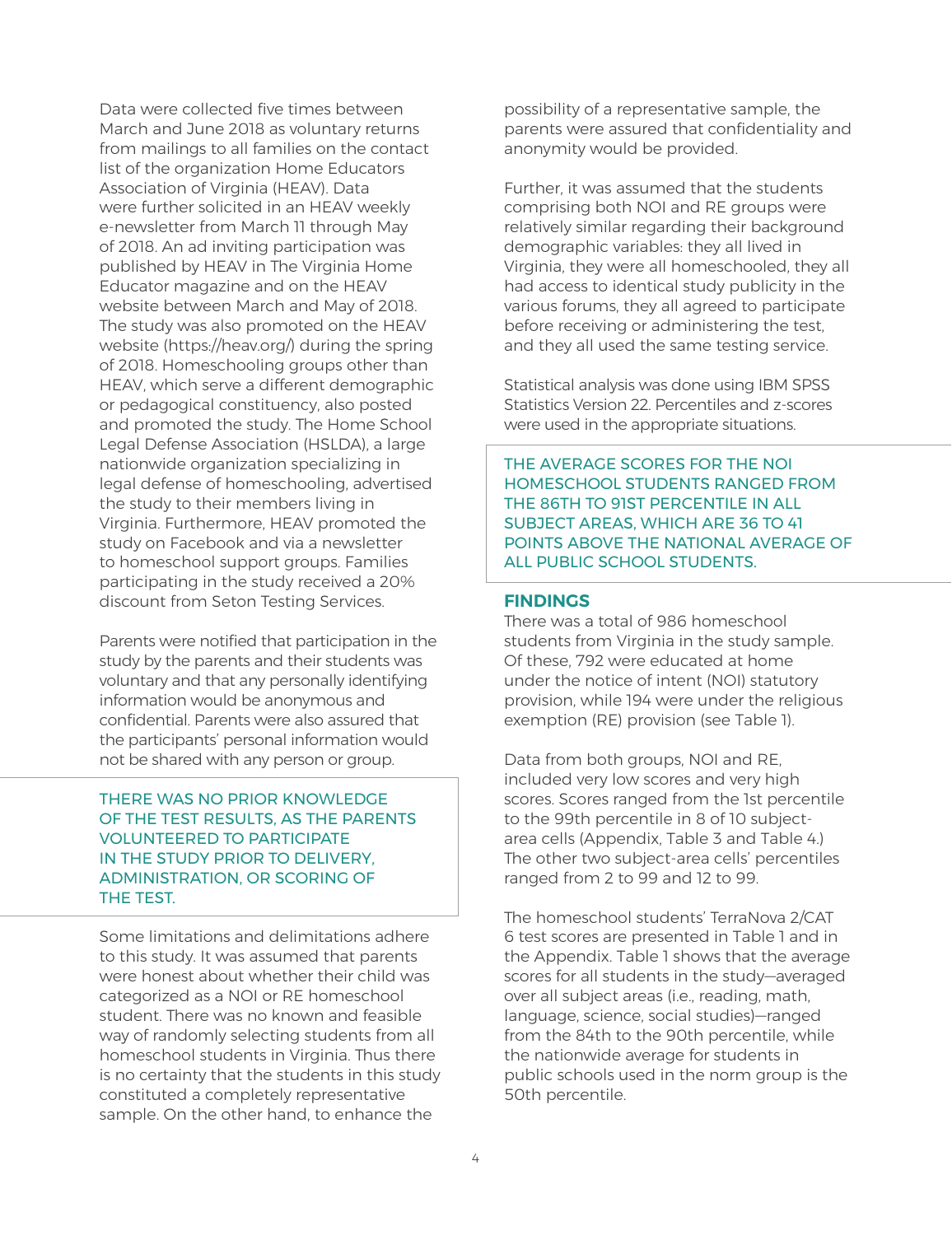Data were collected five times between March and June 2018 as voluntary returns from mailings to all families on the contact list of the organization Home Educators Association of Virginia (HEAV). Data were further solicited in an HEAV weekly e-newsletter from March 11 through May of 2018. An ad inviting participation was published by HEAV in The Virginia Home Educator magazine and on the HEAV website between March and May of 2018. The study was also promoted on the HEAV website (https://heav.org/) during the spring of 2018. Homeschooling groups other than HEAV, which serve a different demographic or pedagogical constituency, also posted and promoted the study. The Home School Legal Defense Association (HSLDA), a large nationwide organization specializing in legal defense of homeschooling, advertised the study to their members living in Virginia. Furthermore, HEAV promoted the study on Facebook and via a newsletter to homeschool support groups. Families participating in the study received a 20% discount from Seton Testing Services.

Parents were notified that participation in the study by the parents and their students was voluntary and that any personally identifying information would be anonymous and confidential. Parents were also assured that the participants' personal information would not be shared with any person or group.

THERE WAS NO PRIOR KNOWLEDGE OF THE TEST RESULTS, AS THE PARENTS VOLUNTEERED TO PARTICIPATE IN THE STUDY PRIOR TO DELIVERY, ADMINISTRATION, OR SCORING OF THE TEST.

Some limitations and delimitations adhere to this study. It was assumed that parents were honest about whether their child was categorized as a NOI or RE homeschool student. There was no known and feasible way of randomly selecting students from all homeschool students in Virginia. Thus there is no certainty that the students in this study constituted a completely representative sample. On the other hand, to enhance the possibility of a representative sample, the parents were assured that confidentiality and anonymity would be provided.

Further, it was assumed that the students comprising both NOI and RE groups were relatively similar regarding their background demographic variables: they all lived in Virginia, they were all homeschooled, they all had access to identical study publicity in the various forums, they all agreed to participate before receiving or administering the test, and they all used the same testing service.

Statistical analysis was done using IBM SPSS Statistics Version 22. Percentiles and z-scores were used in the appropriate situations.

THE AVERAGE SCORES FOR THE NOI HOMESCHOOL STUDENTS RANGED FROM THE 86TH TO 91ST PERCENTILE IN ALL SUBJECT AREAS, WHICH ARE 36 TO 41 POINTS ABOVE THE NATIONAL AVERAGE OF ALL PUBLIC SCHOOL STUDENTS.

## FINDINGS

There was a total of 986 homeschool students from Virginia in the study sample. Of these, 792 were educated at home under the notice of intent (NOI) statutory provision, while 194 were under the religious exemption (RE) provision (see Table 1).

Data from both groups, NOI and RE, included very low scores and very high scores. Scores ranged from the 1st percentile to the 99th percentile in 8 of 10 subject-area cells (Appendix, Table 3 and Table 4.) The other two subject-area cells' percentiles ranged from 2 to 99 and 12 to 99.

The homeschool students' TerraNova 2/CAT 6 test scores are presented in Table 1 and in the Appendix. Table 1 shows that the average scores for all students in the study—averaged over all subject areas (i.e., reading, math, language, science, social studies)—ranged from the 84th to the 90th percentile, while the nationwide average for students in public schools used in the norm group is the 50th percentile.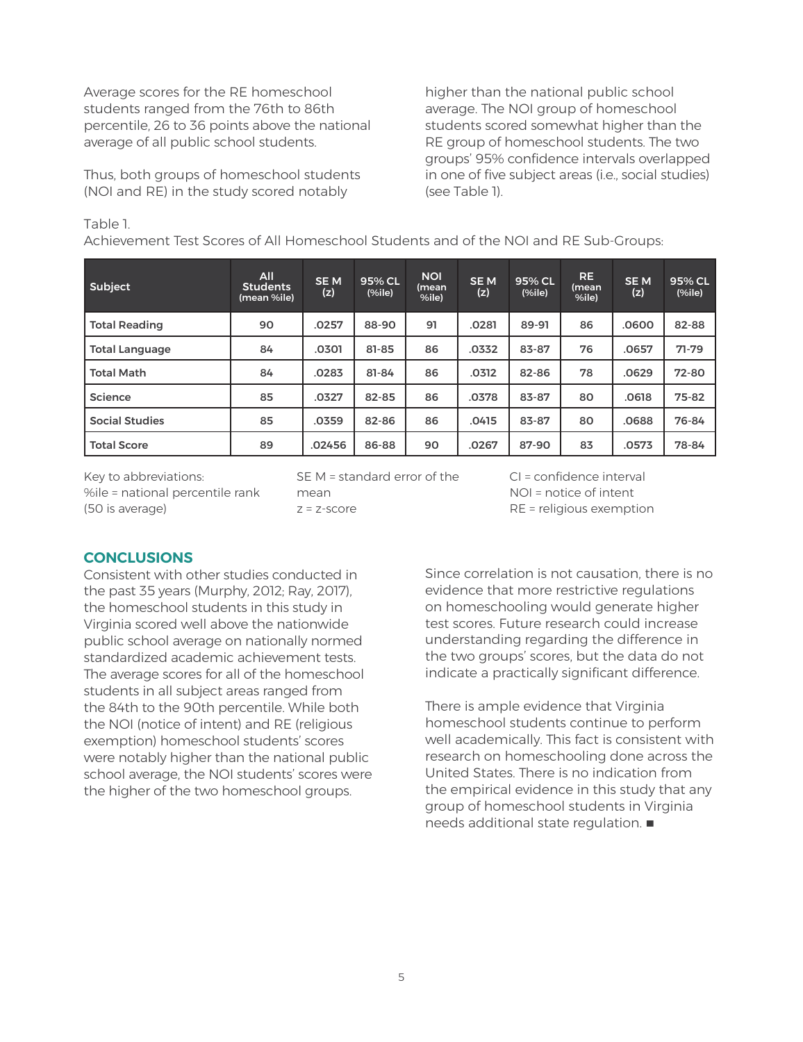Average scores for the RE homeschool students ranged from the 76th to 86th percentile, 26 to 36 points above the national average of all public school students.

Thus, both groups of homeschool students (NOI and RE) in the study scored notably higher than the national public school average. The NOI group of homeschool students scored somewhat higher than the RE group of homeschool students. The two groups' 95% confidence intervals overlapped in one of five subject areas (i.e., social studies) (see Table 1).

Table 1.
Achievement Test Scores of All Homeschool Students and of the NOI and RE Sub-Groups:

| Subject | All Students (mean %ile) | SE M (z) | 95% CL (%ile) | NOI (mean %ile) | SE M (z) | 95% CL (%ile) | RE (mean %ile) | SE M (z) | 95% CL (%ile) |
|---|---|---|---|---|---|---|---|---|---|
| Total Reading | 90 | .0257 | 88-90 | 91 | .0281 | 89-91 | 86 | .0600 | 82-88 |
| Total Language | 84 | .0301 | 81-85 | 86 | .0332 | 83-87 | 76 | .0657 | 71-79 |
| Total Math | 84 | .0283 | 81-84 | 86 | .0312 | 82-86 | 78 | .0629 | 72-80 |
| Science | 85 | .0327 | 82-85 | 86 | .0378 | 83-87 | 80 | .0618 | 75-82 |
| Social Studies | 85 | .0359 | 82-86 | 86 | .0415 | 83-87 | 80 | .0688 | 76-84 |
| Total Score | 89 | .02456 | 86-88 | 90 | .0267 | 87-90 | 83 | .0573 | 78-84 |

Key to abbreviations:
%ile = national percentile rank (50 is average)
SE M = standard error of the mean
z = z-score
CI = confidence interval
NOI = notice of intent
RE = religious exemption

## CONCLUSIONS

Consistent with other studies conducted in the past 35 years (Murphy, 2012; Ray, 2017), the homeschool students in this study in Virginia scored well above the nationwide public school average on nationally normed standardized academic achievement tests. The average scores for all of the homeschool students in all subject areas ranged from the 84th to the 90th percentile. While both the NOI (notice of intent) and RE (religious exemption) homeschool students' scores were notably higher than the national public school average, the NOI students' scores were the higher of the two homeschool groups.

Since correlation is not causation, there is no evidence that more restrictive regulations on homeschooling would generate higher test scores. Future research could increase understanding regarding the difference in the two groups' scores, but the data do not indicate a practically significant difference.

There is ample evidence that Virginia homeschool students continue to perform well academically. This fact is consistent with research on homeschooling done across the United States. There is no indication from the empirical evidence in this study that any group of homeschool students in Virginia needs additional state regulation. ■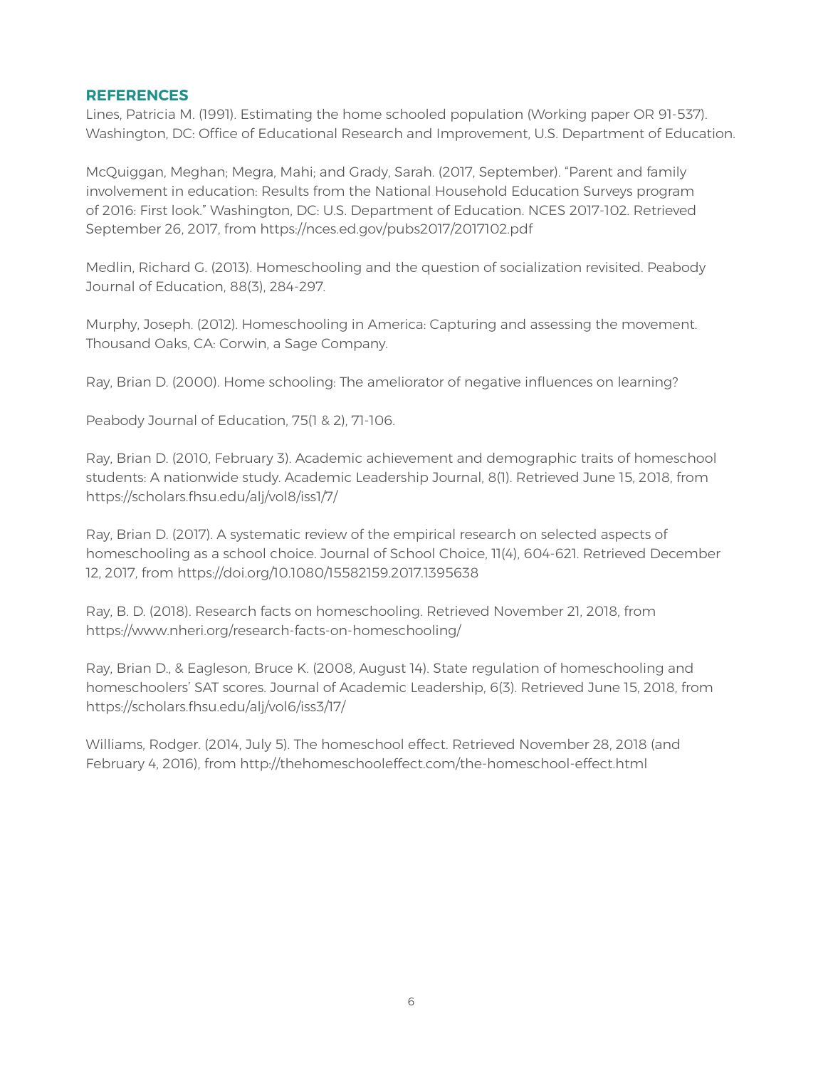## REFERENCES

Lines, Patricia M. (1991). Estimating the home schooled population (Working paper OR 91-537). Washington, DC: Office of Educational Research and Improvement, U.S. Department of Education.

McQuiggan, Meghan; Megra, Mahi; and Grady, Sarah. (2017, September). "Parent and family involvement in education: Results from the National Household Education Surveys program of 2016: First look." Washington, DC: U.S. Department of Education. NCES 2017-102. Retrieved September 26, 2017, from https://nces.ed.gov/pubs2017/2017102.pdf

Medlin, Richard G. (2013). Homeschooling and the question of socialization revisited. Peabody Journal of Education, 88(3), 284-297.

Murphy, Joseph. (2012). Homeschooling in America: Capturing and assessing the movement. Thousand Oaks, CA: Corwin, a Sage Company.

Ray, Brian D. (2000). Home schooling: The ameliorator of negative influences on learning?

Peabody Journal of Education, 75(1 & 2), 71-106.

Ray, Brian D. (2010, February 3). Academic achievement and demographic traits of homeschool students: A nationwide study. Academic Leadership Journal, 8(1). Retrieved June 15, 2018, from https://scholars.fhsu.edu/alj/vol8/iss1/7/

Ray, Brian D. (2017). A systematic review of the empirical research on selected aspects of homeschooling as a school choice. Journal of School Choice, 11(4), 604-621. Retrieved December 12, 2017, from https://doi.org/10.1080/15582159.2017.1395638

Ray, B. D. (2018). Research facts on homeschooling. Retrieved November 21, 2018, from https://www.nheri.org/research-facts-on-homeschooling/

Ray, Brian D., & Eagleson, Bruce K. (2008, August 14). State regulation of homeschooling and homeschoolers' SAT scores. Journal of Academic Leadership, 6(3). Retrieved June 15, 2018, from https://scholars.fhsu.edu/alj/vol6/iss3/17/

Williams, Rodger. (2014, July 5). The homeschool effect. Retrieved November 28, 2018 (and February 4, 2016), from http://thehomeschooleffect.com/the-homeschool-effect.html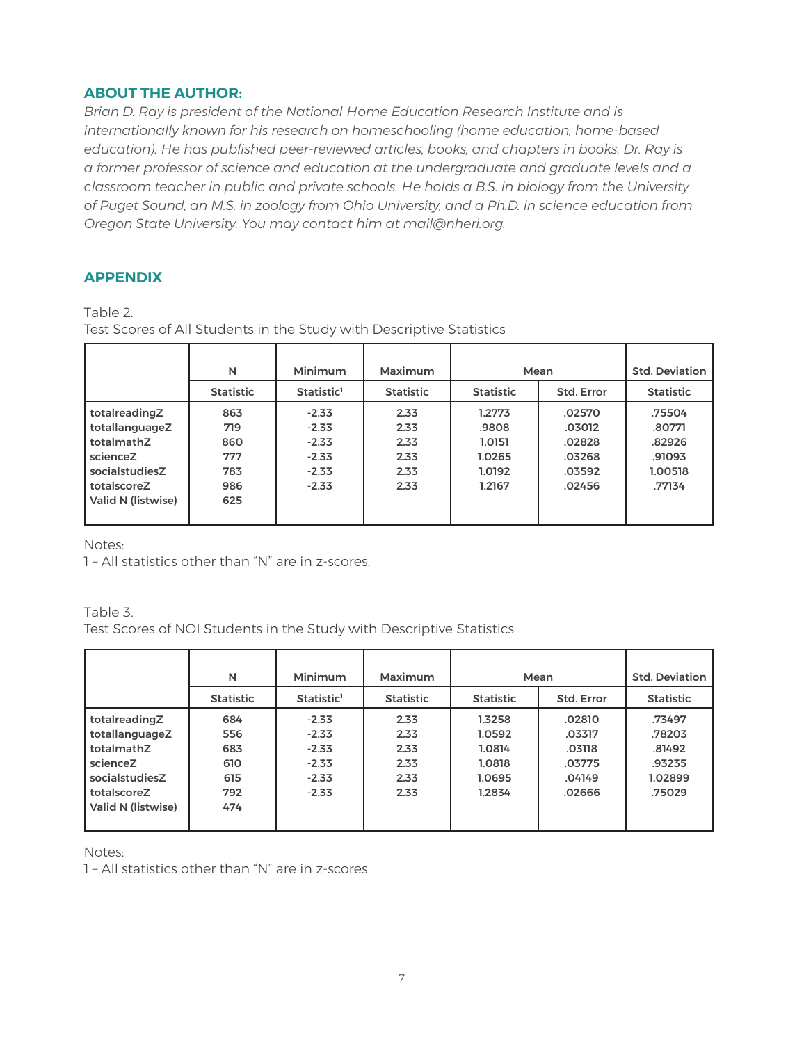## ABOUT THE AUTHOR:

*Brian D. Ray is president of the National Home Education Research Institute and is internationally known for his research on homeschooling (home education, home-based education). He has published peer-reviewed articles, books, and chapters in books. Dr. Ray is a former professor of science and education at the undergraduate and graduate levels and a classroom teacher in public and private schools. He holds a B.S. in biology from the University of Puget Sound, an M.S. in zoology from Ohio University, and a Ph.D. in science education from Oregon State University. You may contact him at mail@nheri.org.*

## APPENDIX

Table 2.
Test Scores of All Students in the Study with Descriptive Statistics

| | N | Minimum | Maximum | Mean | | Std. Deviation |
|---|---|---|---|---|---|---|
| | Statistic | Statistic[1] | Statistic | Statistic | Std. Error | Statistic |
| totalreadingZ | 863 | -2.33 | 2.33 | 1.2773 | .02570 | .75504 |
| totallanguageZ | 719 | -2.33 | 2.33 | .9808 | .03012 | .80771 |
| totalmathZ | 860 | -2.33 | 2.33 | 1.0151 | .02828 | .82926 |
| scienceZ | 777 | -2.33 | 2.33 | 1.0265 | .03268 | .91093 |
| socialstudiesZ | 783 | -2.33 | 2.33 | 1.0192 | .03592 | 1.00518 |
| totalscoreZ | 986 | -2.33 | 2.33 | 1.2167 | .02456 | .77134 |
| Valid N (listwise) | 625 | | | | | |

Notes:
1 – All statistics other than "N" are in z-scores.

Table 3.
Test Scores of NOI Students in the Study with Descriptive Statistics

| | N | Minimum | Maximum | Mean | | Std. Deviation |
|---|---|---|---|---|---|---|
| | Statistic | Statistic[1] | Statistic | Statistic | Std. Error | Statistic |
| totalreadingZ | 684 | -2.33 | 2.33 | 1.3258 | .02810 | .73497 |
| totallanguageZ | 556 | -2.33 | 2.33 | 1.0592 | .03317 | .78203 |
| totalmathZ | 683 | -2.33 | 2.33 | 1.0814 | .03118 | .81492 |
| scienceZ | 610 | -2.33 | 2.33 | 1.0818 | .03775 | .93235 |
| socialstudiesZ | 615 | -2.33 | 2.33 | 1.0695 | .04149 | 1.02899 |
| totalscoreZ | 792 | -2.33 | 2.33 | 1.2834 | .02666 | .75029 |
| Valid N (listwise) | 474 | | | | | |

Notes:
1 – All statistics other than "N" are in z-scores.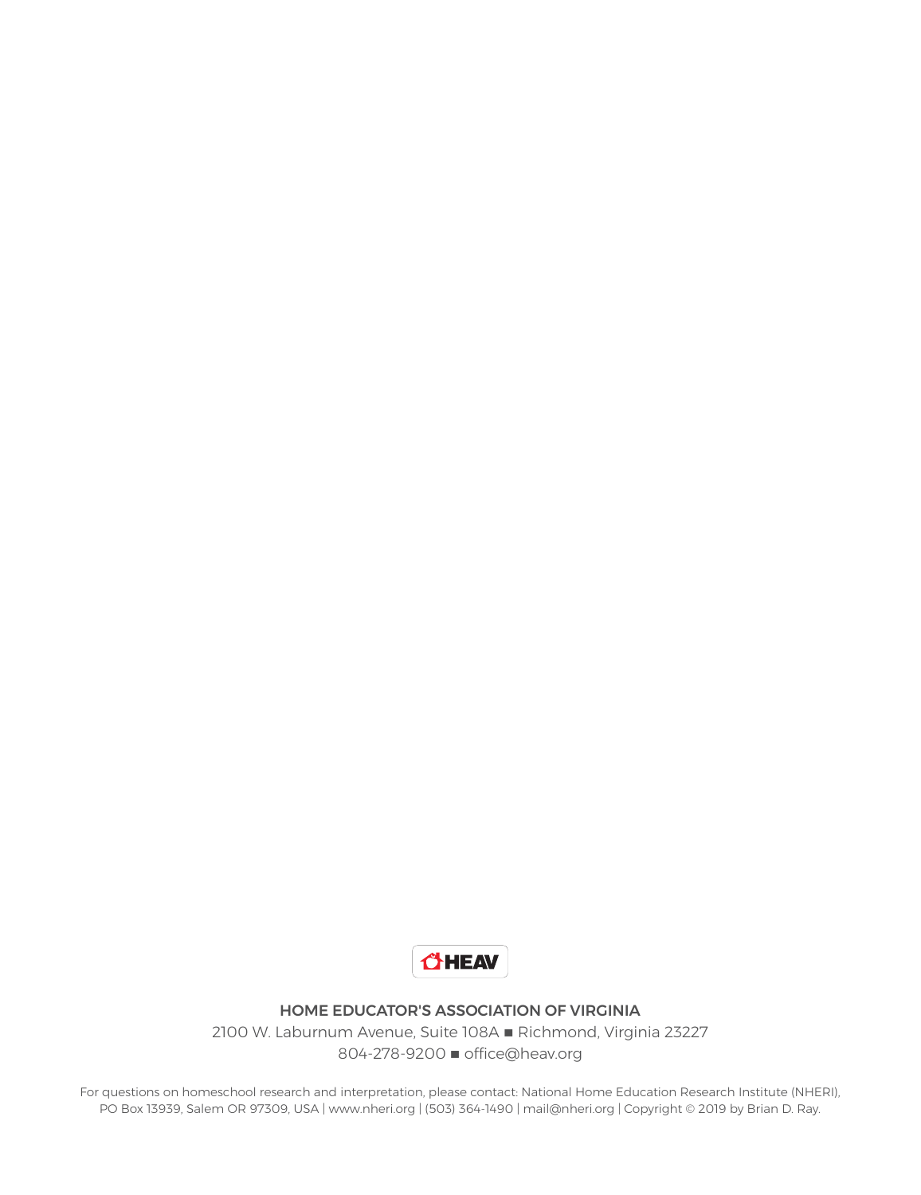HEAV

**HOME EDUCATOR'S ASSOCIATION OF VIRGINIA**

2100 W. Laburnum Avenue, Suite 108A ■ Richmond, Virginia 23227

804-278-9200 ■ office@heav.org

For questions on homeschool research and interpretation, please contact: National Home Education Research Institute (NHERI), PO Box 13939, Salem OR 97309, USA | www.nheri.org | (503) 364-1490 | mail@nheri.org | Copyright © 2019 by Brian D. Ray.